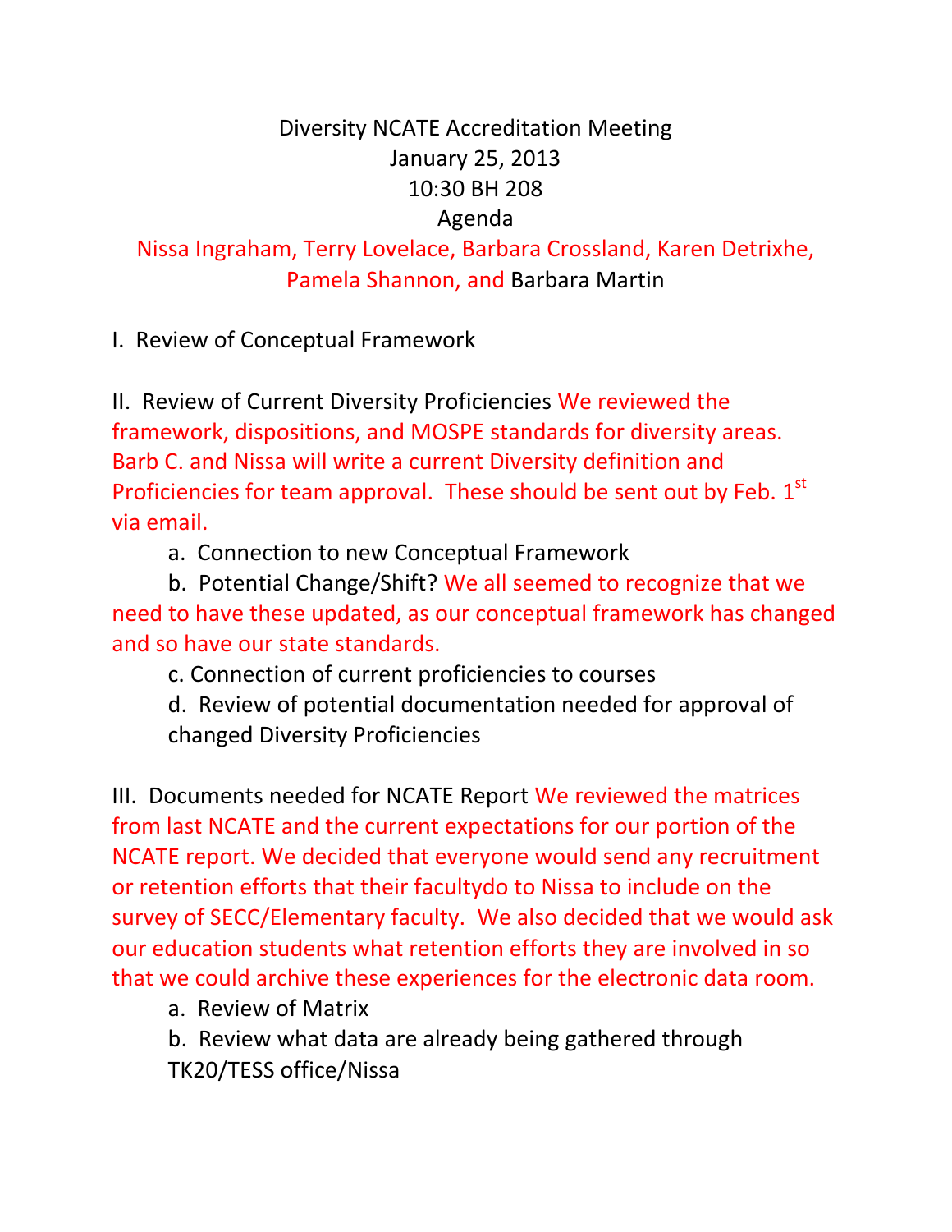# Diversity NCATE Accreditation Meeting

January 25, 2013

10:30 BH 208

Agenda

Nissa Ingraham, Terry Lovelace, Barbara Crossland, Karen Detrixhe, Pamela Shannon, and Barbara Martin

I. Review of Conceptual Framework

II. Review of Current Diversity Proficiencies We reviewed the framework, dispositions, and MOSPE standards for diversity areas. Barb C. and Nissa will write a current Diversity definition and Proficiencies for team approval. These should be sent out by Feb. 1st via email.

   a. Connection to new Conceptual Framework

   b. Potential Change/Shift? We all seemed to recognize that we need to have these updated, as our conceptual framework has changed and so have our state standards.

   c. Connection of current proficiencies to courses

   d. Review of potential documentation needed for approval of changed Diversity Proficiencies

III. Documents needed for NCATE Report We reviewed the matrices from last NCATE and the current expectations for our portion of the NCATE report. We decided that everyone would send any recruitment or retention efforts that their facultydo to Nissa to include on the survey of SECC/Elementary faculty. We also decided that we would ask our education students what retention efforts they are involved in so that we could archive these experiences for the electronic data room.

   a. Review of Matrix

   b. Review what data are already being gathered through TK20/TESS office/Nissa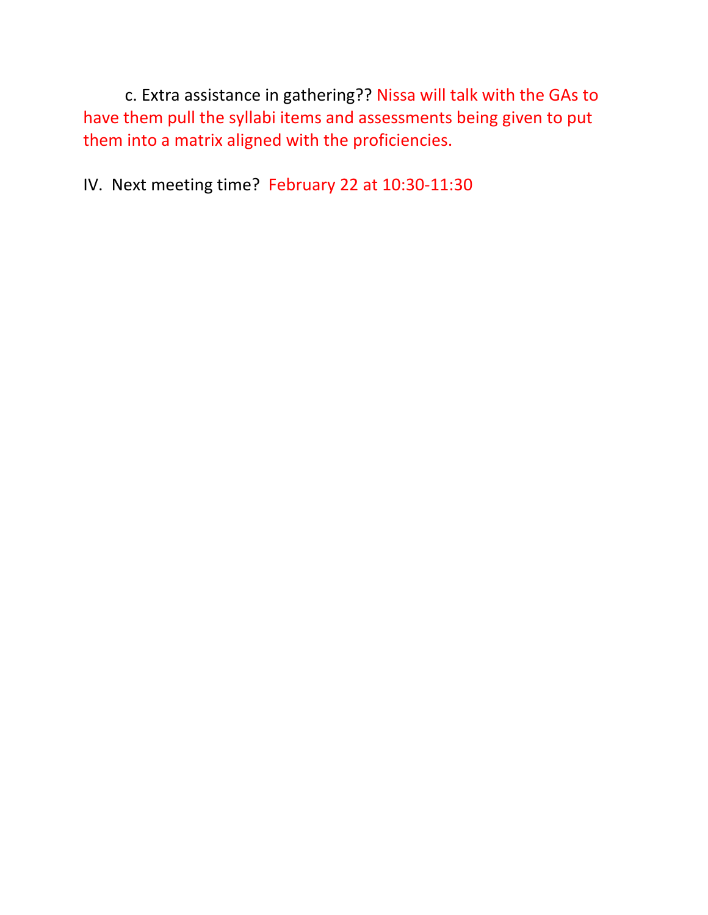c. Extra assistance in gathering?? Nissa will talk with the GAs to have them pull the syllabi items and assessments being given to put them into a matrix aligned with the proficiencies.

IV. Next meeting time? February 22 at 10:30-11:30